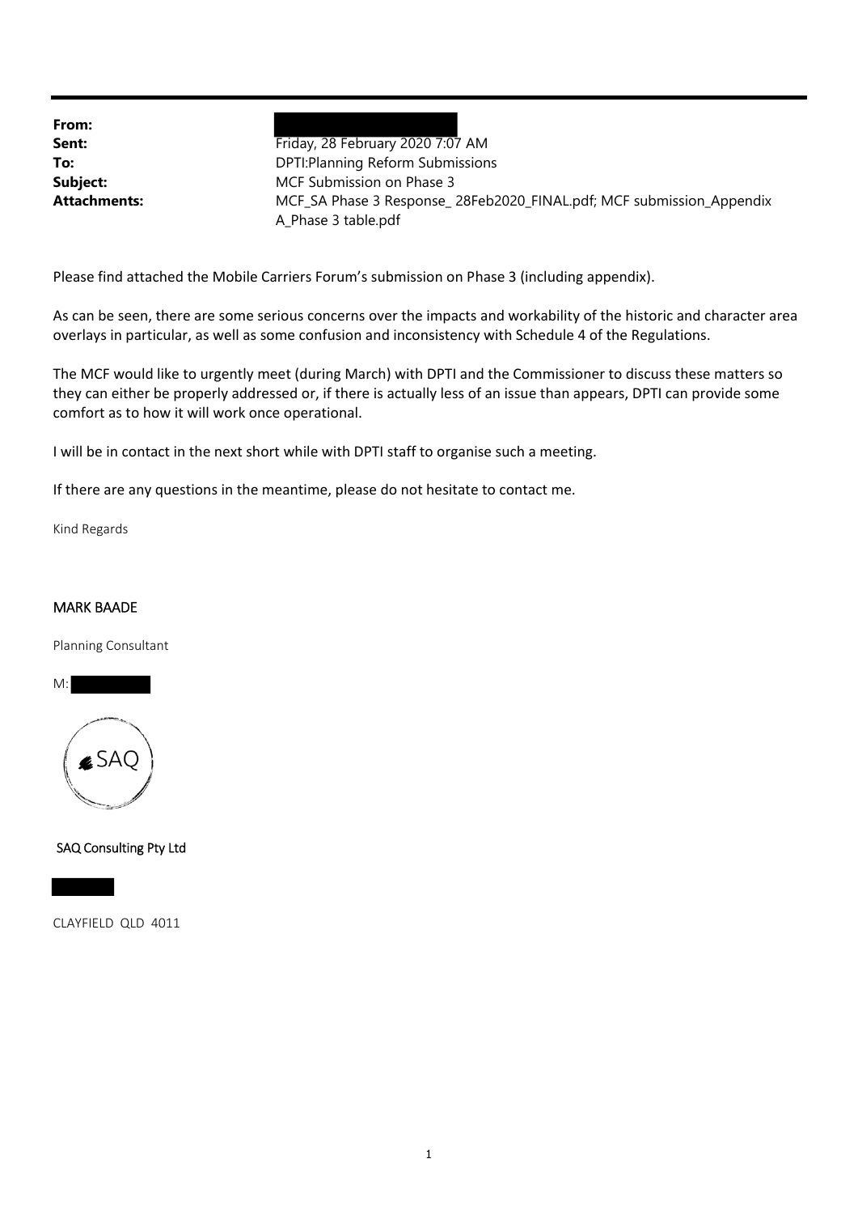| | |
|---|---|
| **From:** | |
| **Sent:** | Friday, 28 February 2020 7:07 AM |
| **To:** | DPTI:Planning Reform Submissions |
| **Subject:** | MCF Submission on Phase 3 |
| **Attachments:** | MCF_SA Phase 3 Response_ 28Feb2020_FINAL.pdf; MCF submission_Appendix A_Phase 3 table.pdf |

Please find attached the Mobile Carriers Forum's submission on Phase 3 (including appendix).

As can be seen, there are some serious concerns over the impacts and workability of the historic and character area overlays in particular, as well as some confusion and inconsistency with Schedule 4 of the Regulations.

The MCF would like to urgently meet (during March) with DPTI and the Commissioner to discuss these matters so they can either be properly addressed or, if there is actually less of an issue than appears, DPTI can provide some comfort as to how it will work once operational.

I will be in contact in the next short while with DPTI staff to organise such a meeting.

If there are any questions in the meantime, please do not hesitate to contact me.

Kind Regards

MARK BAADE

Planning Consultant

M:

SAQ

SAQ Consulting Pty Ltd

CLAYFIELD QLD 4011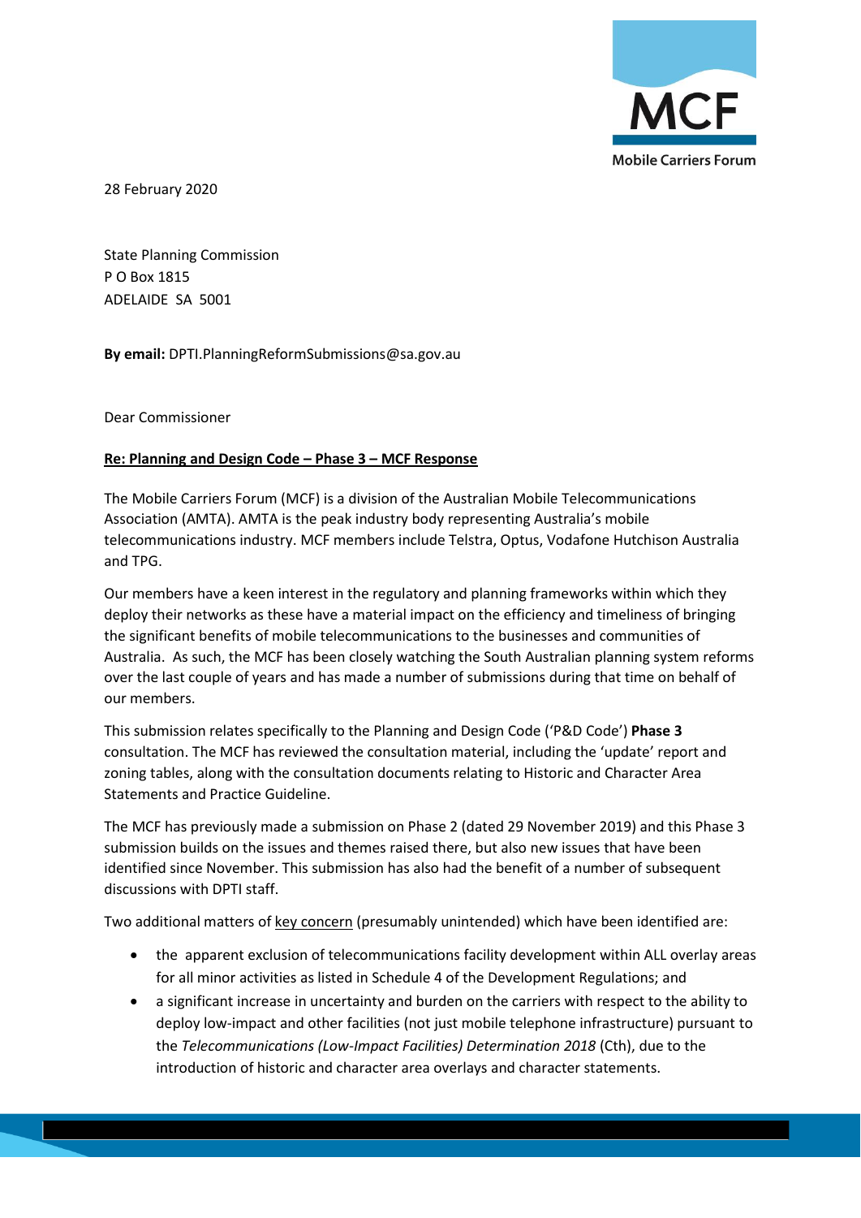28 February 2020

State Planning Commission
P O Box 1815
ADELAIDE SA 5001

**By email:** DPTI.PlanningReformSubmissions@sa.gov.au

Dear Commissioner

**Re: Planning and Design Code – Phase 3 – MCF Response**

The Mobile Carriers Forum (MCF) is a division of the Australian Mobile Telecommunications Association (AMTA). AMTA is the peak industry body representing Australia's mobile telecommunications industry. MCF members include Telstra, Optus, Vodafone Hutchison Australia and TPG.

Our members have a keen interest in the regulatory and planning frameworks within which they deploy their networks as these have a material impact on the efficiency and timeliness of bringing the significant benefits of mobile telecommunications to the businesses and communities of Australia. As such, the MCF has been closely watching the South Australian planning system reforms over the last couple of years and has made a number of submissions during that time on behalf of our members.

This submission relates specifically to the Planning and Design Code ('P&D Code') **Phase 3** consultation. The MCF has reviewed the consultation material, including the 'update' report and zoning tables, along with the consultation documents relating to Historic and Character Area Statements and Practice Guideline.

The MCF has previously made a submission on Phase 2 (dated 29 November 2019) and this Phase 3 submission builds on the issues and themes raised there, but also new issues that have been identified since November. This submission has also had the benefit of a number of subsequent discussions with DPTI staff.

Two additional matters of key concern (presumably unintended) which have been identified are:

- the apparent exclusion of telecommunications facility development within ALL overlay areas for all minor activities as listed in Schedule 4 of the Development Regulations; and
- a significant increase in uncertainty and burden on the carriers with respect to the ability to deploy low-impact and other facilities (not just mobile telephone infrastructure) pursuant to the *Telecommunications (Low-Impact Facilities) Determination 2018* (Cth), due to the introduction of historic and character area overlays and character statements.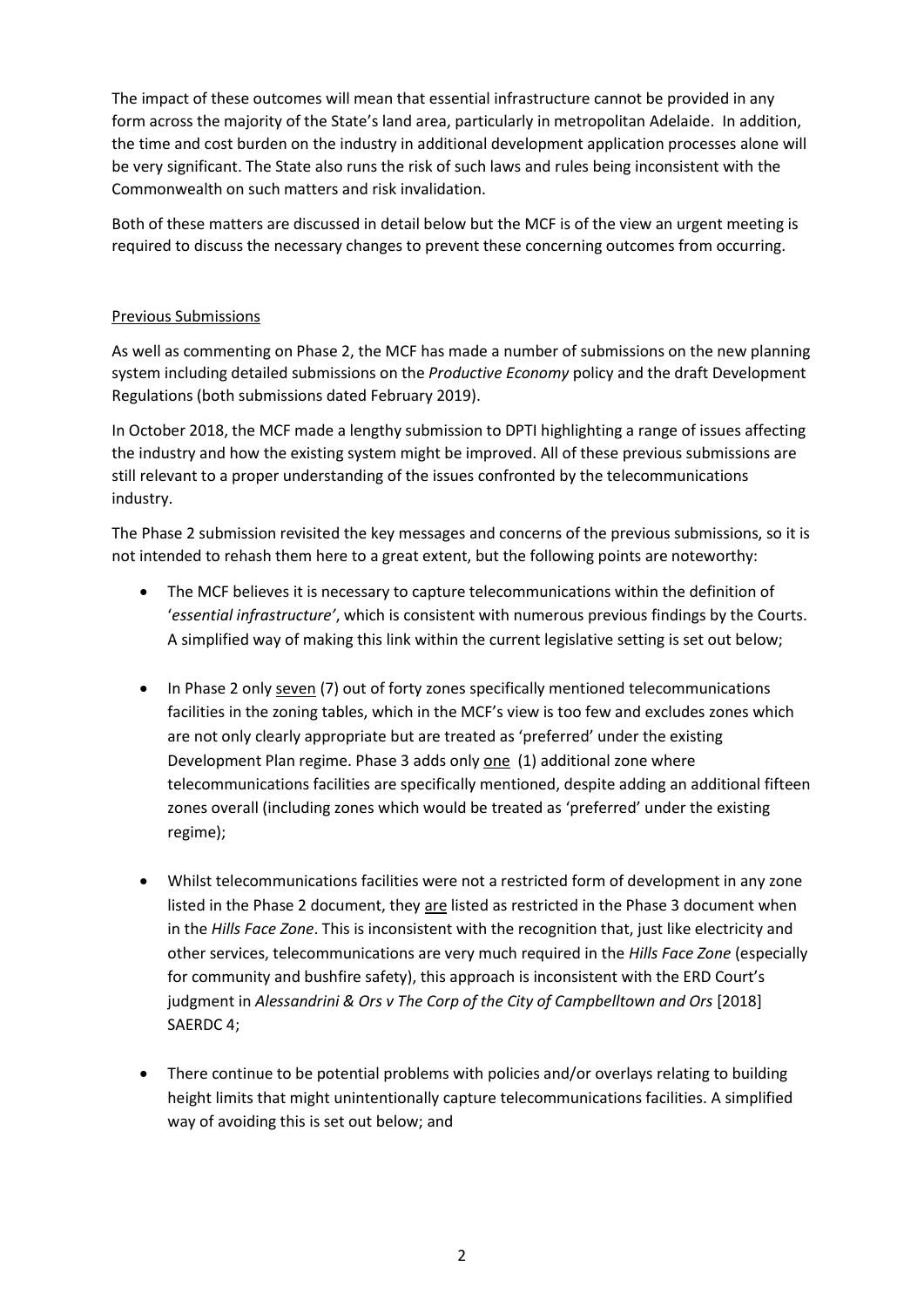The impact of these outcomes will mean that essential infrastructure cannot be provided in any form across the majority of the State's land area, particularly in metropolitan Adelaide. In addition, the time and cost burden on the industry in additional development application processes alone will be very significant. The State also runs the risk of such laws and rules being inconsistent with the Commonwealth on such matters and risk invalidation.

Both of these matters are discussed in detail below but the MCF is of the view an urgent meeting is required to discuss the necessary changes to prevent these concerning outcomes from occurring.

<u>Previous Submissions</u>

As well as commenting on Phase 2, the MCF has made a number of submissions on the new planning system including detailed submissions on the *Productive Economy* policy and the draft Development Regulations (both submissions dated February 2019).

In October 2018, the MCF made a lengthy submission to DPTI highlighting a range of issues affecting the industry and how the existing system might be improved. All of these previous submissions are still relevant to a proper understanding of the issues confronted by the telecommunications industry.

The Phase 2 submission revisited the key messages and concerns of the previous submissions, so it is not intended to rehash them here to a great extent, but the following points are noteworthy:

- The MCF believes it is necessary to capture telecommunications within the definition of '*essential infrastructure*', which is consistent with numerous previous findings by the Courts. A simplified way of making this link within the current legislative setting is set out below;

- In Phase 2 only <u>seven</u> (7) out of forty zones specifically mentioned telecommunications facilities in the zoning tables, which in the MCF's view is too few and excludes zones which are not only clearly appropriate but are treated as 'preferred' under the existing Development Plan regime. Phase 3 adds only <u>one</u> (1) additional zone where telecommunications facilities are specifically mentioned, despite adding an additional fifteen zones overall (including zones which would be treated as 'preferred' under the existing regime);

- Whilst telecommunications facilities were not a restricted form of development in any zone listed in the Phase 2 document, they <u>are</u> listed as restricted in the Phase 3 document when in the *Hills Face Zone*. This is inconsistent with the recognition that, just like electricity and other services, telecommunications are very much required in the *Hills Face Zone* (especially for community and bushfire safety), this approach is inconsistent with the ERD Court's judgment in *Alessandrini & Ors v The Corp of the City of Campbelltown and Ors* [2018] SAERDC 4;

- There continue to be potential problems with policies and/or overlays relating to building height limits that might unintentionally capture telecommunications facilities. A simplified way of avoiding this is set out below; and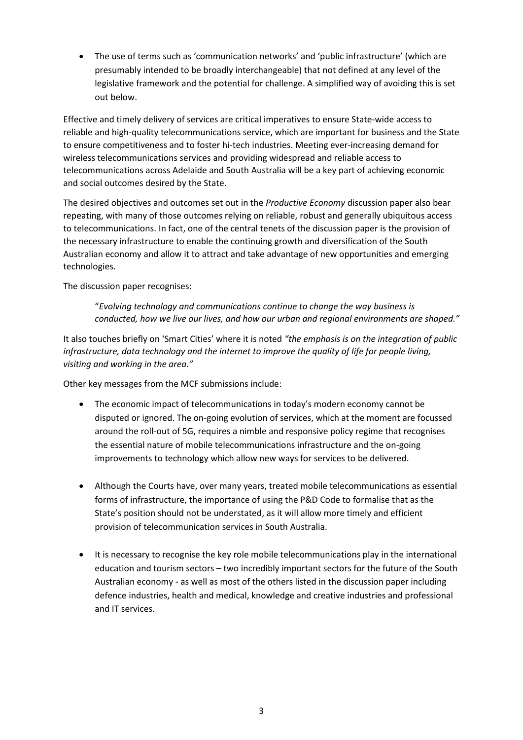- The use of terms such as 'communication networks' and 'public infrastructure' (which are presumably intended to be broadly interchangeable) that not defined at any level of the legislative framework and the potential for challenge. A simplified way of avoiding this is set out below.

Effective and timely delivery of services are critical imperatives to ensure State-wide access to reliable and high-quality telecommunications service, which are important for business and the State to ensure competitiveness and to foster hi-tech industries. Meeting ever-increasing demand for wireless telecommunications services and providing widespread and reliable access to telecommunications across Adelaide and South Australia will be a key part of achieving economic and social outcomes desired by the State.

The desired objectives and outcomes set out in the *Productive Economy* discussion paper also bear repeating, with many of those outcomes relying on reliable, robust and generally ubiquitous access to telecommunications. In fact, one of the central tenets of the discussion paper is the provision of the necessary infrastructure to enable the continuing growth and diversification of the South Australian economy and allow it to attract and take advantage of new opportunities and emerging technologies.

The discussion paper recognises:

> "*Evolving technology and communications continue to change the way business is conducted, how we live our lives, and how our urban and regional environments are shaped."*

It also touches briefly on 'Smart Cities' where it is noted *"the emphasis is on the integration of public infrastructure, data technology and the internet to improve the quality of life for people living, visiting and working in the area."*

Other key messages from the MCF submissions include:

- The economic impact of telecommunications in today's modern economy cannot be disputed or ignored. The on-going evolution of services, which at the moment are focussed around the roll-out of 5G, requires a nimble and responsive policy regime that recognises the essential nature of mobile telecommunications infrastructure and the on-going improvements to technology which allow new ways for services to be delivered.

- Although the Courts have, over many years, treated mobile telecommunications as essential forms of infrastructure, the importance of using the P&D Code to formalise that as the State's position should not be understated, as it will allow more timely and efficient provision of telecommunication services in South Australia.

- It is necessary to recognise the key role mobile telecommunications play in the international education and tourism sectors – two incredibly important sectors for the future of the South Australian economy - as well as most of the others listed in the discussion paper including defence industries, health and medical, knowledge and creative industries and professional and IT services.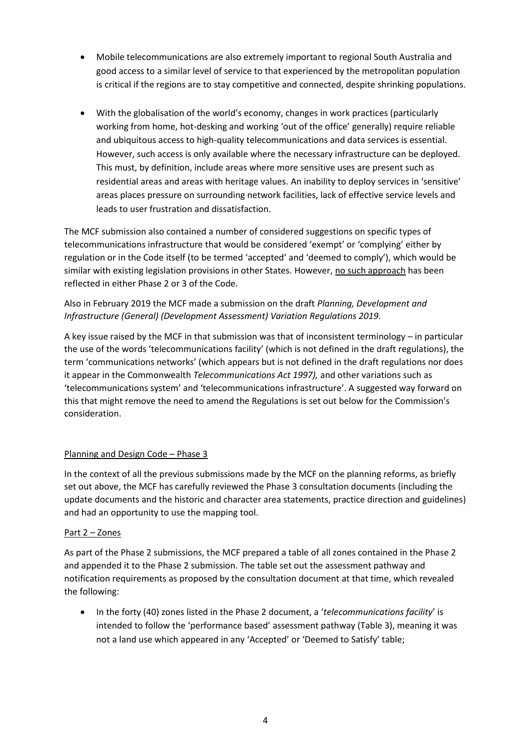- Mobile telecommunications are also extremely important to regional South Australia and good access to a similar level of service to that experienced by the metropolitan population is critical if the regions are to stay competitive and connected, despite shrinking populations.

- With the globalisation of the world's economy, changes in work practices (particularly working from home, hot-desking and working 'out of the office' generally) require reliable and ubiquitous access to high-quality telecommunications and data services is essential. However, such access is only available where the necessary infrastructure can be deployed. This must, by definition, include areas where more sensitive uses are present such as residential areas and areas with heritage values. An inability to deploy services in 'sensitive' areas places pressure on surrounding network facilities, lack of effective service levels and leads to user frustration and dissatisfaction.

The MCF submission also contained a number of considered suggestions on specific types of telecommunications infrastructure that would be considered 'exempt' or 'complying' either by regulation or in the Code itself (to be termed 'accepted' and 'deemed to comply'), which would be similar with existing legislation provisions in other States. However, <u>no such approach</u> has been reflected in either Phase 2 or 3 of the Code.

Also in February 2019 the MCF made a submission on the draft *Planning, Development and Infrastructure (General) (Development Assessment) Variation Regulations 2019.*

A key issue raised by the MCF in that submission was that of inconsistent terminology – in particular the use of the words 'telecommunications facility' (which is not defined in the draft regulations), the term 'communications networks' (which appears but is not defined in the draft regulations nor does it appear in the Commonwealth *Telecommunications Act 1997),* and other variations such as 'telecommunications system' and 'telecommunications infrastructure'. A suggested way forward on this that might remove the need to amend the Regulations is set out below for the Commission's consideration.

<u>Planning and Design Code – Phase 3</u>

In the context of all the previous submissions made by the MCF on the planning reforms, as briefly set out above, the MCF has carefully reviewed the Phase 3 consultation documents (including the update documents and the historic and character area statements, practice direction and guidelines) and had an opportunity to use the mapping tool.

<u>Part 2 – Zones</u>

As part of the Phase 2 submissions, the MCF prepared a table of all zones contained in the Phase 2 and appended it to the Phase 2 submission. The table set out the assessment pathway and notification requirements as proposed by the consultation document at that time, which revealed the following:

- In the forty (40) zones listed in the Phase 2 document, a '*telecommunications facility*' is intended to follow the 'performance based' assessment pathway (Table 3), meaning it was not a land use which appeared in any 'Accepted' or 'Deemed to Satisfy' table;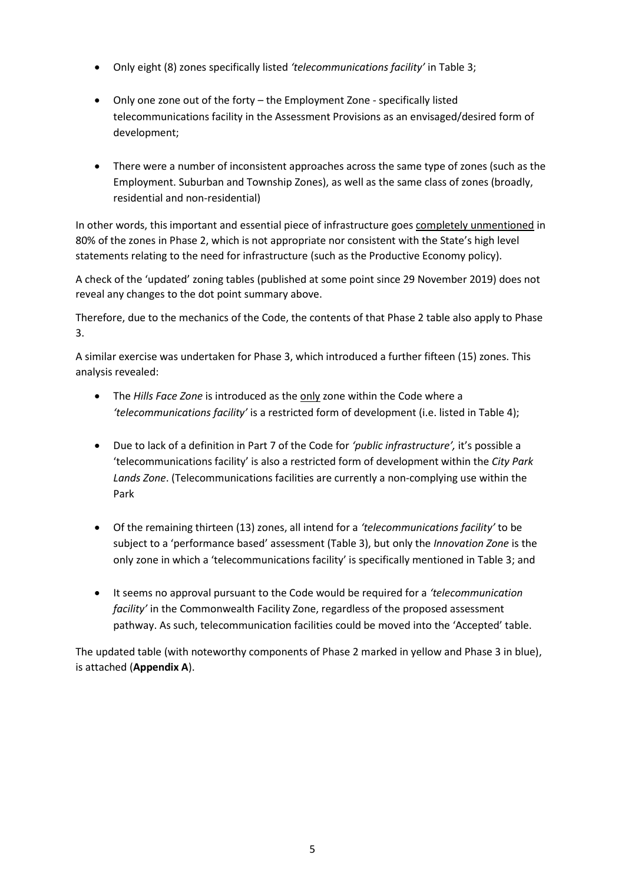- Only eight (8) zones specifically listed *'telecommunications facility'* in Table 3;
- Only one zone out of the forty – the Employment Zone - specifically listed telecommunications facility in the Assessment Provisions as an envisaged/desired form of development;
- There were a number of inconsistent approaches across the same type of zones (such as the Employment. Suburban and Township Zones), as well as the same class of zones (broadly, residential and non-residential)

In other words, this important and essential piece of infrastructure goes <u>completely unmentioned</u> in 80% of the zones in Phase 2, which is not appropriate nor consistent with the State's high level statements relating to the need for infrastructure (such as the Productive Economy policy).

A check of the 'updated' zoning tables (published at some point since 29 November 2019) does not reveal any changes to the dot point summary above.

Therefore, due to the mechanics of the Code, the contents of that Phase 2 table also apply to Phase 3.

A similar exercise was undertaken for Phase 3, which introduced a further fifteen (15) zones. This analysis revealed:

- The *Hills Face Zone* is introduced as the <u>only</u> zone within the Code where a *'telecommunications facility'* is a restricted form of development (i.e. listed in Table 4);
- Due to lack of a definition in Part 7 of the Code for *'public infrastructure',* it's possible a 'telecommunications facility' is also a restricted form of development within the *City Park Lands Zone*. (Telecommunications facilities are currently a non-complying use within the Park
- Of the remaining thirteen (13) zones, all intend for a *'telecommunications facility'* to be subject to a 'performance based' assessment (Table 3), but only the *Innovation Zone* is the only zone in which a 'telecommunications facility' is specifically mentioned in Table 3; and
- It seems no approval pursuant to the Code would be required for a *'telecommunication facility'* in the Commonwealth Facility Zone, regardless of the proposed assessment pathway. As such, telecommunication facilities could be moved into the 'Accepted' table.

The updated table (with noteworthy components of Phase 2 marked in yellow and Phase 3 in blue), is attached (**Appendix A**).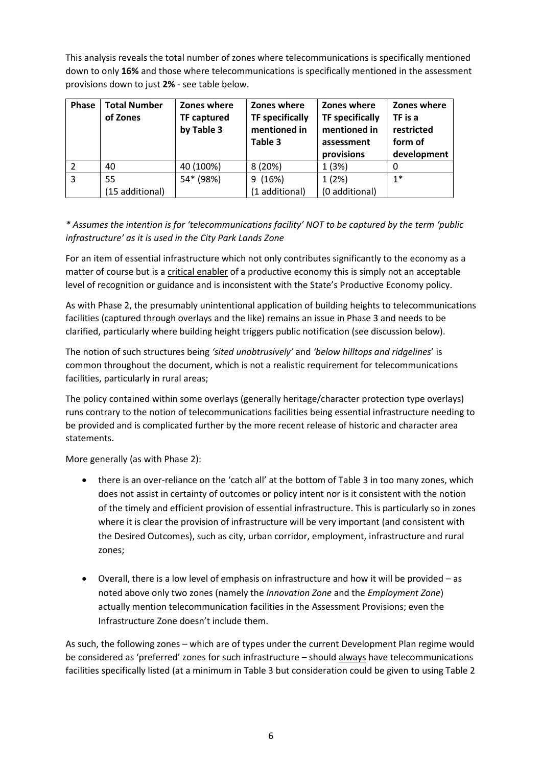This analysis reveals the total number of zones where telecommunications is specifically mentioned down to only **16%** and those where telecommunications is specifically mentioned in the assessment provisions down to just **2%** - see table below.

| Phase | Total Number of Zones | Zones where TF captured by Table 3 | Zones where TF specifically mentioned in Table 3 | Zones where TF specifically mentioned in assessment provisions | Zones where TF is a restricted form of development |
|---|---|---|---|---|---|
| 2 | 40 | 40 (100%) | 8 (20%) | 1 (3%) | 0 |
| 3 | 55 (15 additional) | 54* (98%) | 9 (16%) (1 additional) | 1 (2%) (0 additional) | 1* |

*\* Assumes the intention is for 'telecommunications facility' NOT to be captured by the term 'public infrastructure' as it is used in the City Park Lands Zone*

For an item of essential infrastructure which not only contributes significantly to the economy as a matter of course but is a critical enabler of a productive economy this is simply not an acceptable level of recognition or guidance and is inconsistent with the State's Productive Economy policy.

As with Phase 2, the presumably unintentional application of building heights to telecommunications facilities (captured through overlays and the like) remains an issue in Phase 3 and needs to be clarified, particularly where building height triggers public notification (see discussion below).

The notion of such structures being *'sited unobtrusively'* and *'below hilltops and ridgelines'* is common throughout the document, which is not a realistic requirement for telecommunications facilities, particularly in rural areas;

The policy contained within some overlays (generally heritage/character protection type overlays) runs contrary to the notion of telecommunications facilities being essential infrastructure needing to be provided and is complicated further by the more recent release of historic and character area statements.

More generally (as with Phase 2):

- there is an over-reliance on the 'catch all' at the bottom of Table 3 in too many zones, which does not assist in certainty of outcomes or policy intent nor is it consistent with the notion of the timely and efficient provision of essential infrastructure. This is particularly so in zones where it is clear the provision of infrastructure will be very important (and consistent with the Desired Outcomes), such as city, urban corridor, employment, infrastructure and rural zones;

- Overall, there is a low level of emphasis on infrastructure and how it will be provided – as noted above only two zones (namely the *Innovation Zone* and the *Employment Zone*) actually mention telecommunication facilities in the Assessment Provisions; even the Infrastructure Zone doesn't include them.

As such, the following zones – which are of types under the current Development Plan regime would be considered as 'preferred' zones for such infrastructure – should always have telecommunications facilities specifically listed (at a minimum in Table 3 but consideration could be given to using Table 2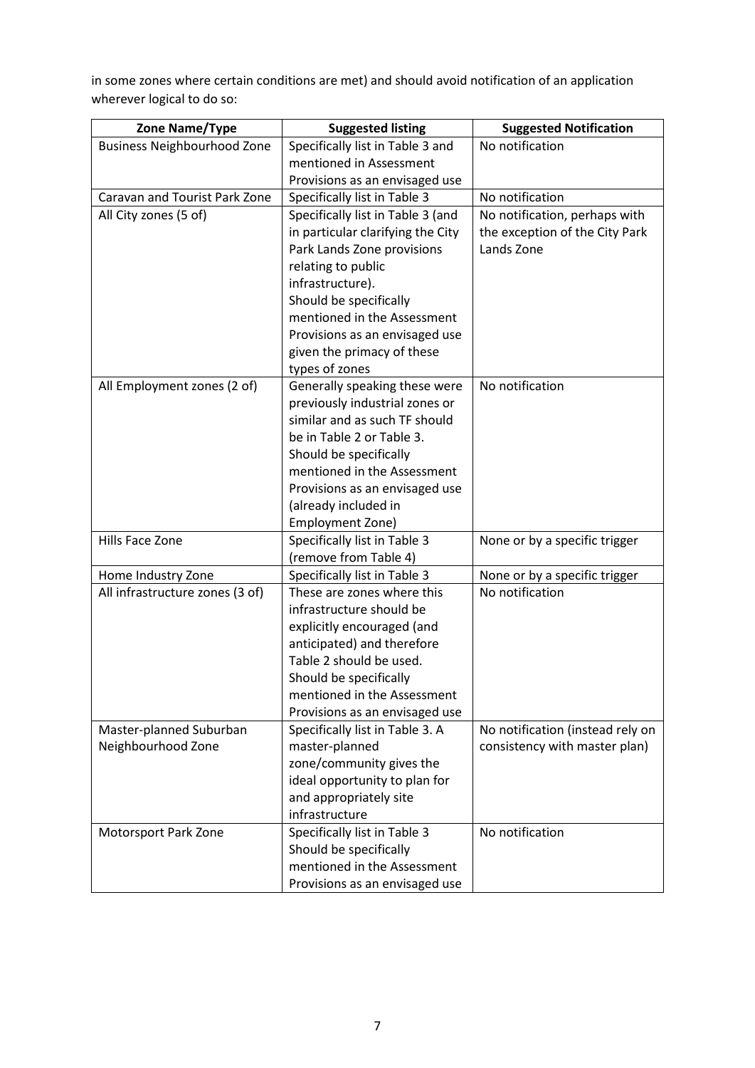in some zones where certain conditions are met) and should avoid notification of an application wherever logical to do so:

| Zone Name/Type | Suggested listing | Suggested Notification |
|---|---|---|
| Business Neighbourhood Zone | Specifically list in Table 3 and mentioned in Assessment Provisions as an envisaged use | No notification |
| Caravan and Tourist Park Zone | Specifically list in Table 3 | No notification |
| All City zones (5 of) | Specifically list in Table 3 (and in particular clarifying the City Park Lands Zone provisions relating to public infrastructure). Should be specifically mentioned in the Assessment Provisions as an envisaged use given the primacy of these types of zones | No notification, perhaps with the exception of the City Park Lands Zone |
| All Employment zones (2 of) | Generally speaking these were previously industrial zones or similar and as such TF should be in Table 2 or Table 3. Should be specifically mentioned in the Assessment Provisions as an envisaged use (already included in Employment Zone) | No notification |
| Hills Face Zone | Specifically list in Table 3 (remove from Table 4) | None or by a specific trigger |
| Home Industry Zone | Specifically list in Table 3 | None or by a specific trigger |
| All infrastructure zones (3 of) | These are zones where this infrastructure should be explicitly encouraged (and anticipated) and therefore Table 2 should be used. Should be specifically mentioned in the Assessment Provisions as an envisaged use | No notification |
| Master-planned Suburban Neighbourhood Zone | Specifically list in Table 3. A master-planned zone/community gives the ideal opportunity to plan for and appropriately site infrastructure | No notification (instead rely on consistency with master plan) |
| Motorsport Park Zone | Specifically list in Table 3 Should be specifically mentioned in the Assessment Provisions as an envisaged use | No notification |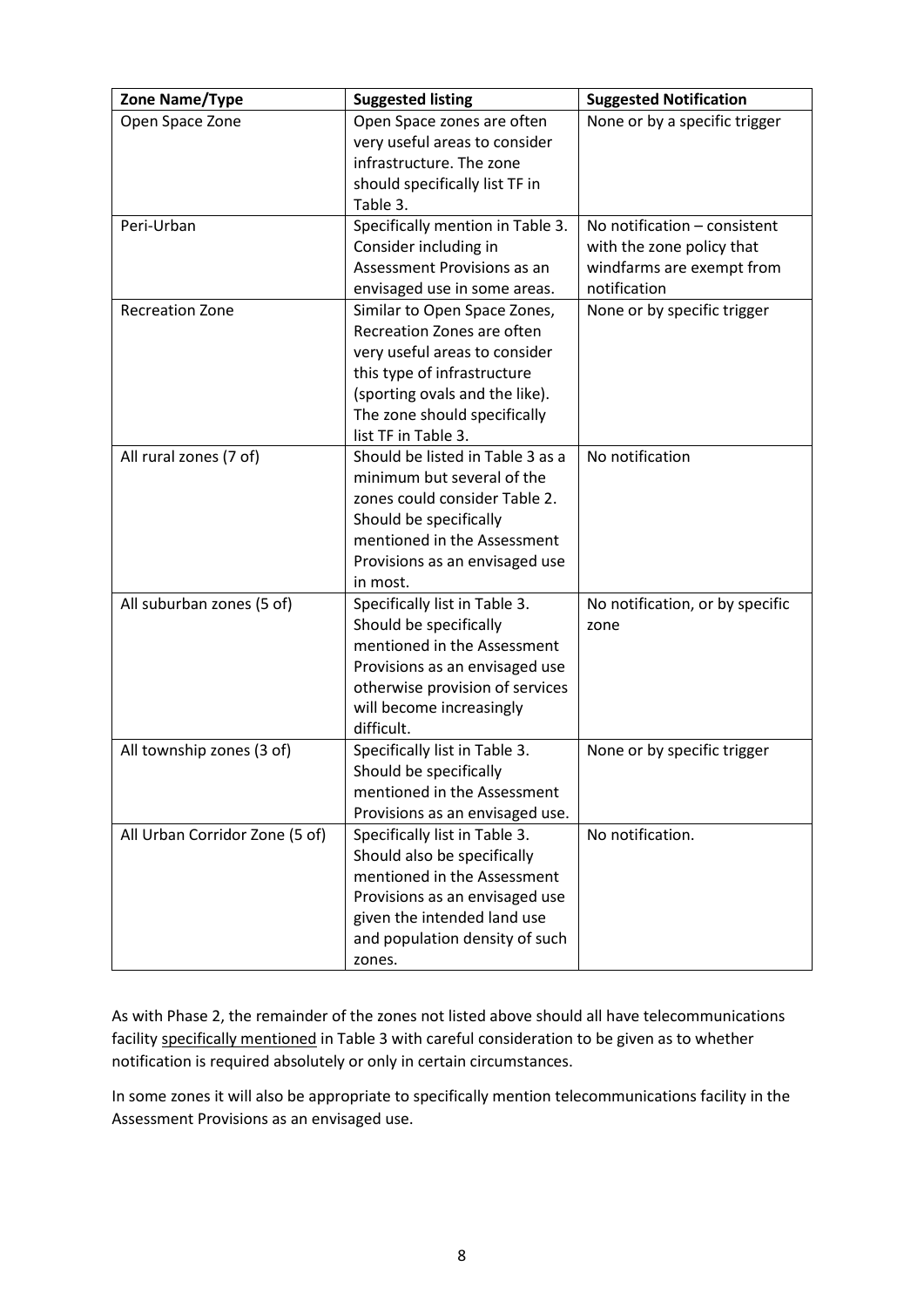| Zone Name/Type | Suggested listing | Suggested Notification |
|---|---|---|
| Open Space Zone | Open Space zones are often very useful areas to consider infrastructure. The zone should specifically list TF in Table 3. | None or by a specific trigger |
| Peri-Urban | Specifically mention in Table 3. Consider including in Assessment Provisions as an envisaged use in some areas. | No notification – consistent with the zone policy that windfarms are exempt from notification |
| Recreation Zone | Similar to Open Space Zones, Recreation Zones are often very useful areas to consider this type of infrastructure (sporting ovals and the like). The zone should specifically list TF in Table 3. | None or by specific trigger |
| All rural zones (7 of) | Should be listed in Table 3 as a minimum but several of the zones could consider Table 2. Should be specifically mentioned in the Assessment Provisions as an envisaged use in most. | No notification |
| All suburban zones (5 of) | Specifically list in Table 3. Should be specifically mentioned in the Assessment Provisions as an envisaged use otherwise provision of services will become increasingly difficult. | No notification, or by specific zone |
| All township zones (3 of) | Specifically list in Table 3. Should be specifically mentioned in the Assessment Provisions as an envisaged use. | None or by specific trigger |
| All Urban Corridor Zone (5 of) | Specifically list in Table 3. Should also be specifically mentioned in the Assessment Provisions as an envisaged use given the intended land use and population density of such zones. | No notification. |

As with Phase 2, the remainder of the zones not listed above should all have telecommunications facility specifically mentioned in Table 3 with careful consideration to be given as to whether notification is required absolutely or only in certain circumstances.

In some zones it will also be appropriate to specifically mention telecommunications facility in the Assessment Provisions as an envisaged use.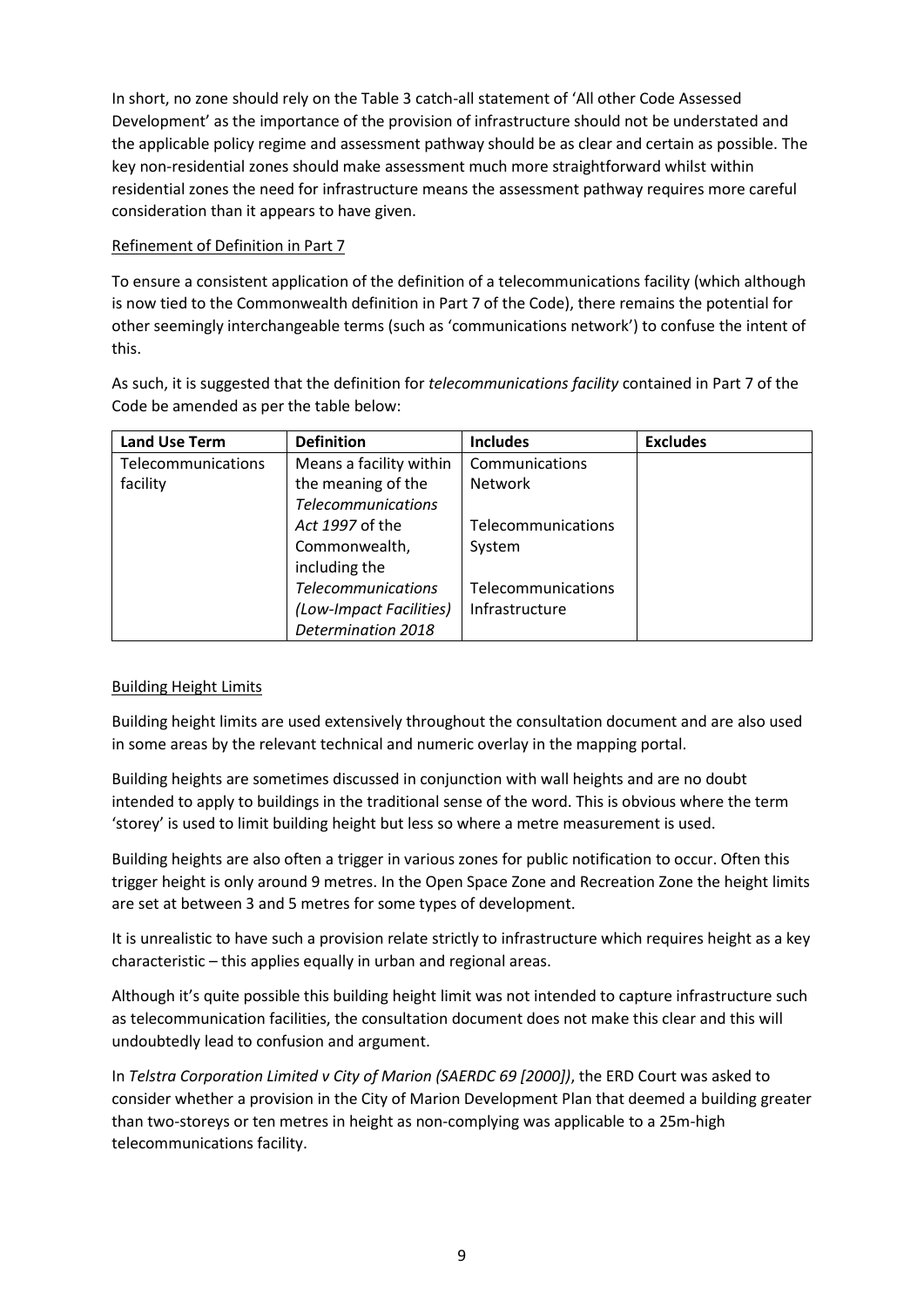In short, no zone should rely on the Table 3 catch-all statement of 'All other Code Assessed Development' as the importance of the provision of infrastructure should not be understated and the applicable policy regime and assessment pathway should be as clear and certain as possible. The key non-residential zones should make assessment much more straightforward whilst within residential zones the need for infrastructure means the assessment pathway requires more careful consideration than it appears to have given.

<u>Refinement of Definition in Part 7</u>

To ensure a consistent application of the definition of a telecommunications facility (which although is now tied to the Commonwealth definition in Part 7 of the Code), there remains the potential for other seemingly interchangeable terms (such as 'communications network') to confuse the intent of this.

As such, it is suggested that the definition for *telecommunications facility* contained in Part 7 of the Code be amended as per the table below:

| Land Use Term | Definition | Includes | Excludes |
| --- | --- | --- | --- |
| Telecommunications facility | Means a facility within the meaning of the *Telecommunications Act 1997* of the Commonwealth, including the *Telecommunications (Low-Impact Facilities) Determination 2018* | Communications Network<br><br>Telecommunications System<br><br>Telecommunications Infrastructure | |

<u>Building Height Limits</u>

Building height limits are used extensively throughout the consultation document and are also used in some areas by the relevant technical and numeric overlay in the mapping portal.

Building heights are sometimes discussed in conjunction with wall heights and are no doubt intended to apply to buildings in the traditional sense of the word. This is obvious where the term 'storey' is used to limit building height but less so where a metre measurement is used.

Building heights are also often a trigger in various zones for public notification to occur. Often this trigger height is only around 9 metres. In the Open Space Zone and Recreation Zone the height limits are set at between 3 and 5 metres for some types of development.

It is unrealistic to have such a provision relate strictly to infrastructure which requires height as a key characteristic – this applies equally in urban and regional areas.

Although it's quite possible this building height limit was not intended to capture infrastructure such as telecommunication facilities, the consultation document does not make this clear and this will undoubtedly lead to confusion and argument.

In *Telstra Corporation Limited v City of Marion (SAERDC 69 [2000])*, the ERD Court was asked to consider whether a provision in the City of Marion Development Plan that deemed a building greater than two-storeys or ten metres in height as non-complying was applicable to a 25m-high telecommunications facility.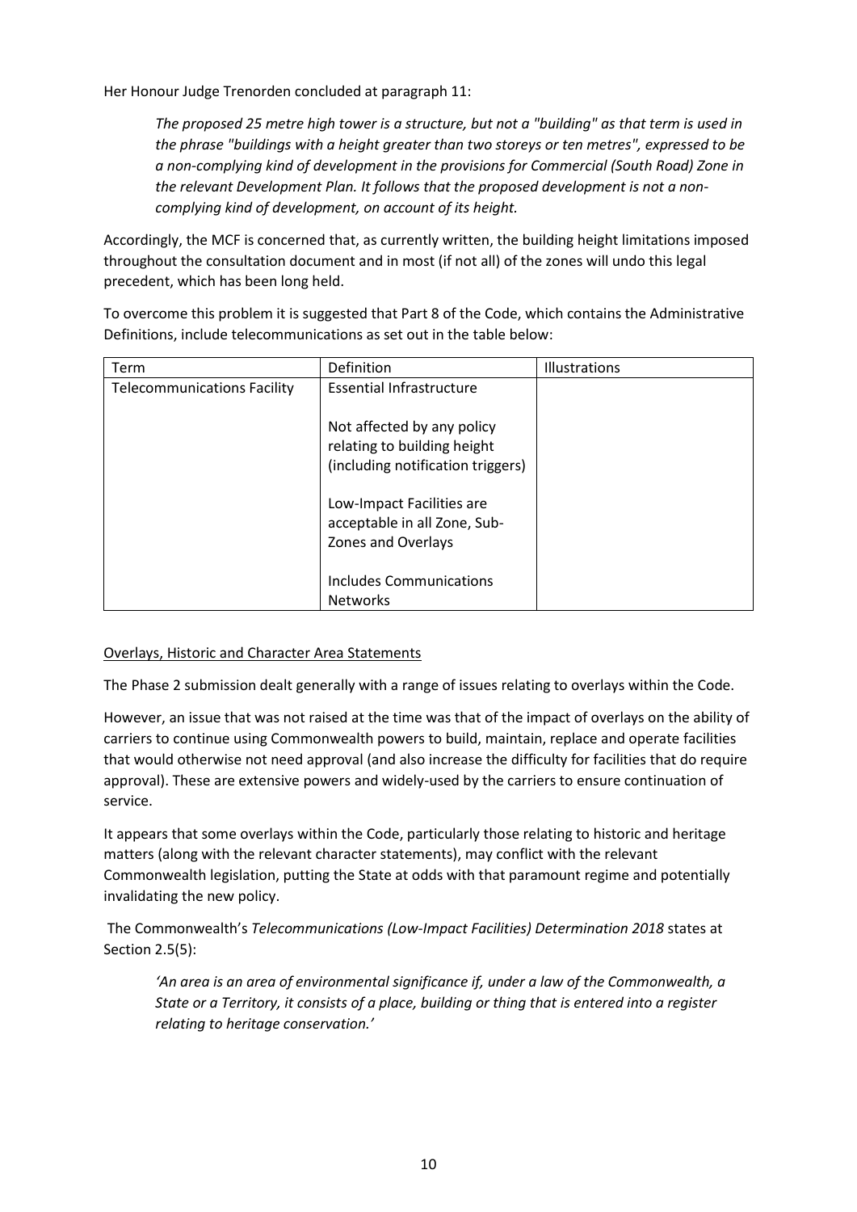Her Honour Judge Trenorden concluded at paragraph 11:

> *The proposed 25 metre high tower is a structure, but not a "building" as that term is used in the phrase "buildings with a height greater than two storeys or ten metres", expressed to be a non-complying kind of development in the provisions for Commercial (South Road) Zone in the relevant Development Plan. It follows that the proposed development is not a non-complying kind of development, on account of its height.*

Accordingly, the MCF is concerned that, as currently written, the building height limitations imposed throughout the consultation document and in most (if not all) of the zones will undo this legal precedent, which has been long held.

To overcome this problem it is suggested that Part 8 of the Code, which contains the Administrative Definitions, include telecommunications as set out in the table below:

| Term | Definition | Illustrations |
|---|---|---|
| Telecommunications Facility | Essential Infrastructure<br><br>Not affected by any policy relating to building height (including notification triggers)<br><br>Low-Impact Facilities are acceptable in all Zone, Sub-Zones and Overlays<br><br>Includes Communications Networks | |

<u>Overlays, Historic and Character Area Statements</u>

The Phase 2 submission dealt generally with a range of issues relating to overlays within the Code.

However, an issue that was not raised at the time was that of the impact of overlays on the ability of carriers to continue using Commonwealth powers to build, maintain, replace and operate facilities that would otherwise not need approval (and also increase the difficulty for facilities that do require approval). These are extensive powers and widely-used by the carriers to ensure continuation of service.

It appears that some overlays within the Code, particularly those relating to historic and heritage matters (along with the relevant character statements), may conflict with the relevant Commonwealth legislation, putting the State at odds with that paramount regime and potentially invalidating the new policy.

The Commonwealth's *Telecommunications (Low-Impact Facilities) Determination 2018* states at Section 2.5(5):

> *'An area is an area of environmental significance if, under a law of the Commonwealth, a State or a Territory, it consists of a place, building or thing that is entered into a register relating to heritage conservation.'*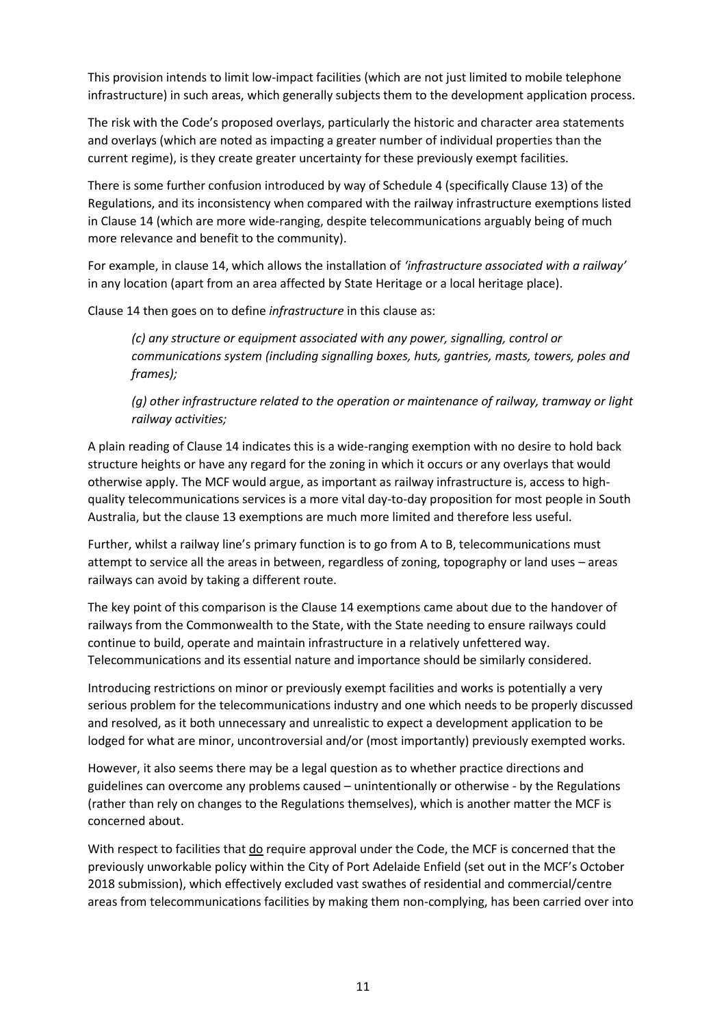This provision intends to limit low-impact facilities (which are not just limited to mobile telephone infrastructure) in such areas, which generally subjects them to the development application process.

The risk with the Code's proposed overlays, particularly the historic and character area statements and overlays (which are noted as impacting a greater number of individual properties than the current regime), is they create greater uncertainty for these previously exempt facilities.

There is some further confusion introduced by way of Schedule 4 (specifically Clause 13) of the Regulations, and its inconsistency when compared with the railway infrastructure exemptions listed in Clause 14 (which are more wide-ranging, despite telecommunications arguably being of much more relevance and benefit to the community).

For example, in clause 14, which allows the installation of *'infrastructure associated with a railway'* in any location (apart from an area affected by State Heritage or a local heritage place).

Clause 14 then goes on to define *infrastructure* in this clause as:

> *(c) any structure or equipment associated with any power, signalling, control or communications system (including signalling boxes, huts, gantries, masts, towers, poles and frames);*
>
> *(g) other infrastructure related to the operation or maintenance of railway, tramway or light railway activities;*

A plain reading of Clause 14 indicates this is a wide-ranging exemption with no desire to hold back structure heights or have any regard for the zoning in which it occurs or any overlays that would otherwise apply. The MCF would argue, as important as railway infrastructure is, access to high-quality telecommunications services is a more vital day-to-day proposition for most people in South Australia, but the clause 13 exemptions are much more limited and therefore less useful.

Further, whilst a railway line's primary function is to go from A to B, telecommunications must attempt to service all the areas in between, regardless of zoning, topography or land uses – areas railways can avoid by taking a different route.

The key point of this comparison is the Clause 14 exemptions came about due to the handover of railways from the Commonwealth to the State, with the State needing to ensure railways could continue to build, operate and maintain infrastructure in a relatively unfettered way. Telecommunications and its essential nature and importance should be similarly considered.

Introducing restrictions on minor or previously exempt facilities and works is potentially a very serious problem for the telecommunications industry and one which needs to be properly discussed and resolved, as it both unnecessary and unrealistic to expect a development application to be lodged for what are minor, uncontroversial and/or (most importantly) previously exempted works.

However, it also seems there may be a legal question as to whether practice directions and guidelines can overcome any problems caused – unintentionally or otherwise - by the Regulations (rather than rely on changes to the Regulations themselves), which is another matter the MCF is concerned about.

With respect to facilities that <u>do</u> require approval under the Code, the MCF is concerned that the previously unworkable policy within the City of Port Adelaide Enfield (set out in the MCF's October 2018 submission), which effectively excluded vast swathes of residential and commercial/centre areas from telecommunications facilities by making them non-complying, has been carried over into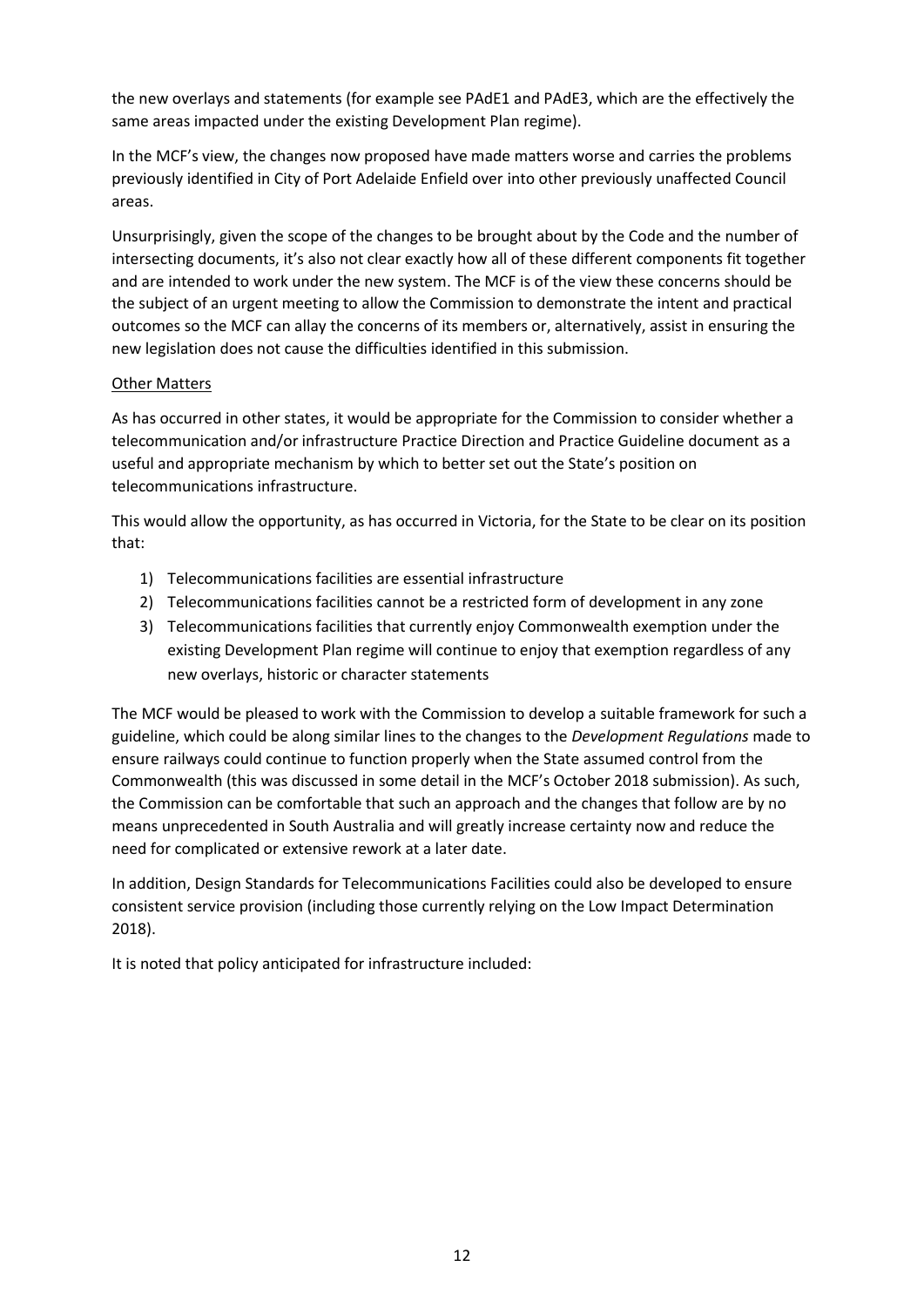the new overlays and statements (for example see PAdE1 and PAdE3, which are the effectively the same areas impacted under the existing Development Plan regime).

In the MCF's view, the changes now proposed have made matters worse and carries the problems previously identified in City of Port Adelaide Enfield over into other previously unaffected Council areas.

Unsurprisingly, given the scope of the changes to be brought about by the Code and the number of intersecting documents, it's also not clear exactly how all of these different components fit together and are intended to work under the new system. The MCF is of the view these concerns should be the subject of an urgent meeting to allow the Commission to demonstrate the intent and practical outcomes so the MCF can allay the concerns of its members or, alternatively, assist in ensuring the new legislation does not cause the difficulties identified in this submission.

Other Matters

As has occurred in other states, it would be appropriate for the Commission to consider whether a telecommunication and/or infrastructure Practice Direction and Practice Guideline document as a useful and appropriate mechanism by which to better set out the State's position on telecommunications infrastructure.

This would allow the opportunity, as has occurred in Victoria, for the State to be clear on its position that:

1) Telecommunications facilities are essential infrastructure
2) Telecommunications facilities cannot be a restricted form of development in any zone
3) Telecommunications facilities that currently enjoy Commonwealth exemption under the existing Development Plan regime will continue to enjoy that exemption regardless of any new overlays, historic or character statements

The MCF would be pleased to work with the Commission to develop a suitable framework for such a guideline, which could be along similar lines to the changes to the *Development Regulations* made to ensure railways could continue to function properly when the State assumed control from the Commonwealth (this was discussed in some detail in the MCF's October 2018 submission). As such, the Commission can be comfortable that such an approach and the changes that follow are by no means unprecedented in South Australia and will greatly increase certainty now and reduce the need for complicated or extensive rework at a later date.

In addition, Design Standards for Telecommunications Facilities could also be developed to ensure consistent service provision (including those currently relying on the Low Impact Determination 2018).

It is noted that policy anticipated for infrastructure included: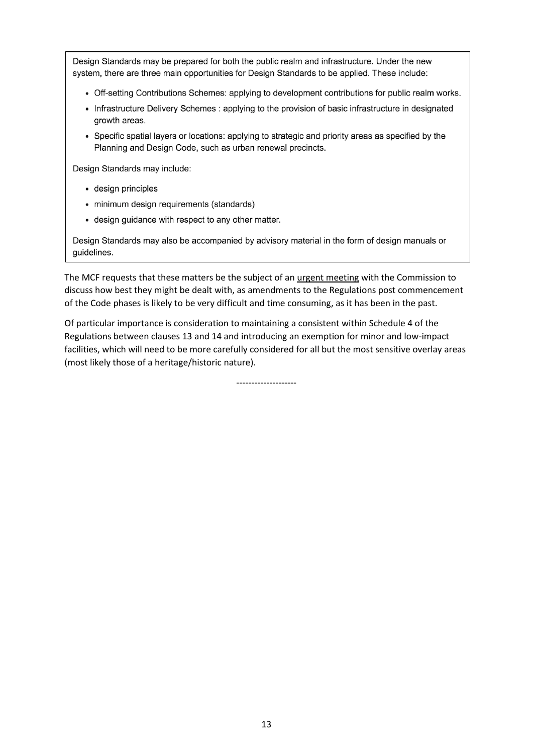> Design Standards may be prepared for both the public realm and infrastructure. Under the new system, there are three main opportunities for Design Standards to be applied. These include:
>
> - Off-setting Contributions Schemes: applying to development contributions for public realm works.
> - Infrastructure Delivery Schemes : applying to the provision of basic infrastructure in designated growth areas.
> - Specific spatial layers or locations: applying to strategic and priority areas as specified by the Planning and Design Code, such as urban renewal precincts.
>
> Design Standards may include:
>
> - design principles
> - minimum design requirements (standards)
> - design guidance with respect to any other matter.
>
> Design Standards may also be accompanied by advisory material in the form of design manuals or guidelines.

The MCF requests that these matters be the subject of an <u>urgent meeting</u> with the Commission to discuss how best they might be dealt with, as amendments to the Regulations post commencement of the Code phases is likely to be very difficult and time consuming, as it has been in the past.

Of particular importance is consideration to maintaining a consistent within Schedule 4 of the Regulations between clauses 13 and 14 and introducing an exemption for minor and low-impact facilities, which will need to be more carefully considered for all but the most sensitive overlay areas (most likely those of a heritage/historic nature).

--------------------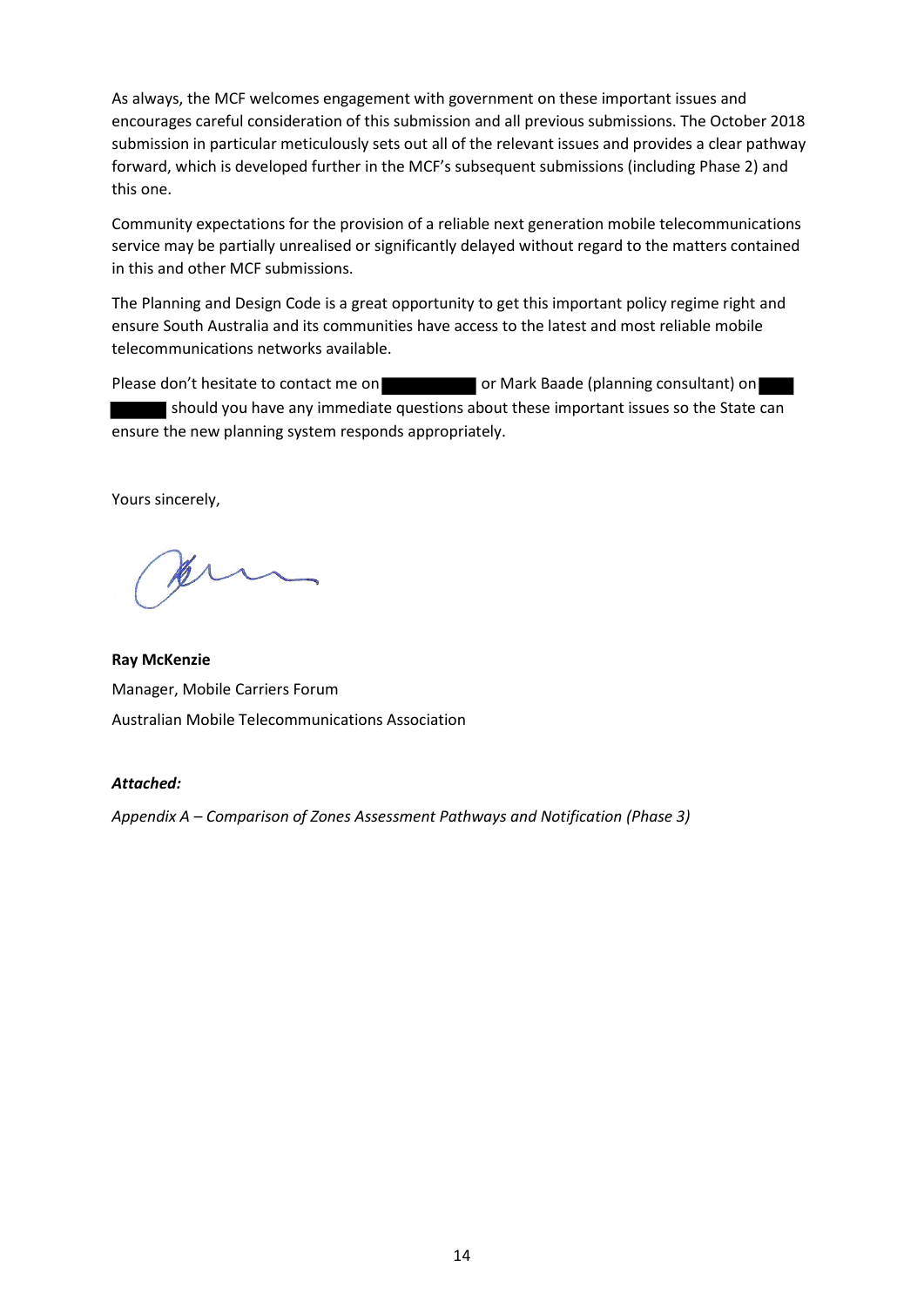As always, the MCF welcomes engagement with government on these important issues and encourages careful consideration of this submission and all previous submissions. The October 2018 submission in particular meticulously sets out all of the relevant issues and provides a clear pathway forward, which is developed further in the MCF's subsequent submissions (including Phase 2) and this one.

Community expectations for the provision of a reliable next generation mobile telecommunications service may be partially unrealised or significantly delayed without regard to the matters contained in this and other MCF submissions.

The Planning and Design Code is a great opportunity to get this important policy regime right and ensure South Australia and its communities have access to the latest and most reliable mobile telecommunications networks available.

Please don't hesitate to contact me on [redacted] or Mark Baade (planning consultant) on [redacted] should you have any immediate questions about these important issues so the State can ensure the new planning system responds appropriately.

Yours sincerely,

**Ray McKenzie**
Manager, Mobile Carriers Forum
Australian Mobile Telecommunications Association

***Attached:***

*Appendix A – Comparison of Zones Assessment Pathways and Notification (Phase 3)*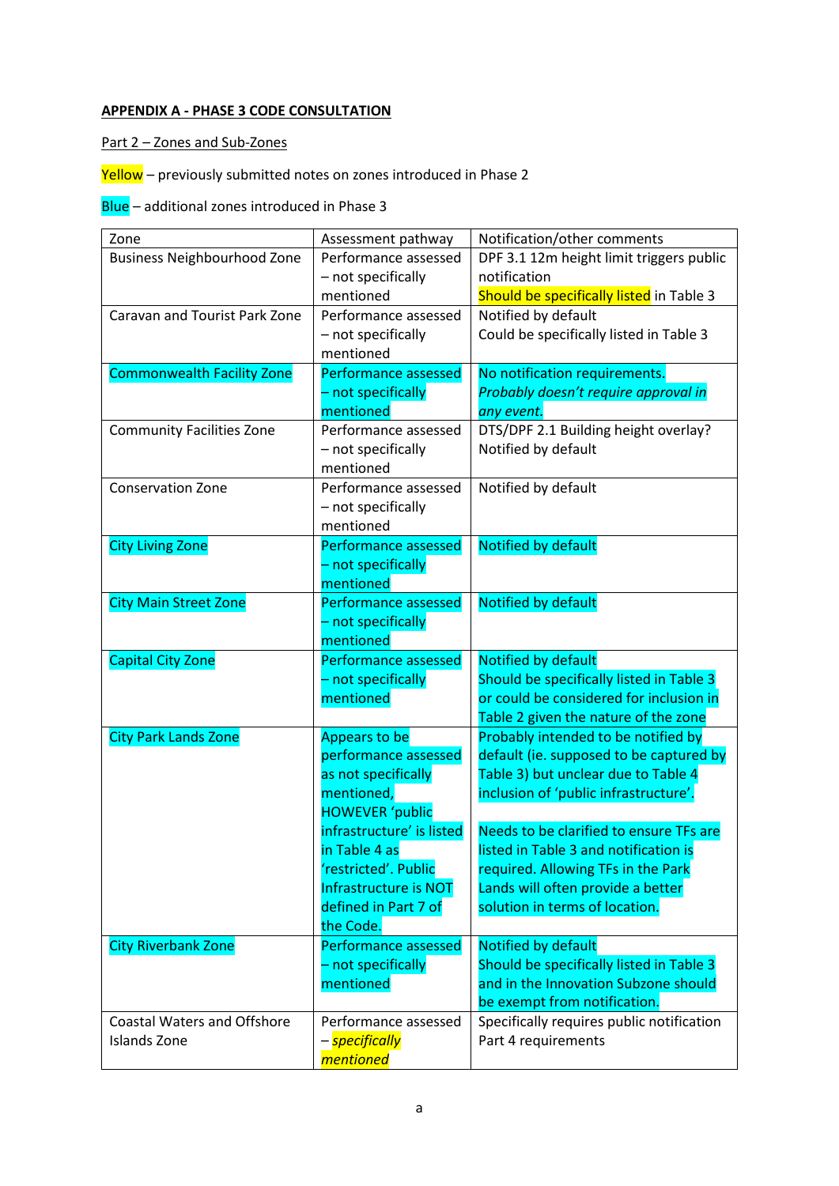**APPENDIX A - PHASE 3 CODE CONSULTATION**

Part 2 – Zones and Sub-Zones

Yellow – previously submitted notes on zones introduced in Phase 2

Blue – additional zones introduced in Phase 3

| Zone | Assessment pathway | Notification/other comments |
|---|---|---|
| Business Neighbourhood Zone | Performance assessed – not specifically mentioned | DPF 3.1 12m height limit triggers public notification<br>Should be specifically listed in Table 3 |
| Caravan and Tourist Park Zone | Performance assessed – not specifically mentioned | Notified by default<br>Could be specifically listed in Table 3 |
| Commonwealth Facility Zone | Performance assessed – not specifically mentioned | No notification requirements.<br>*Probably doesn't require approval in any event.* |
| Community Facilities Zone | Performance assessed – not specifically mentioned | DTS/DPF 2.1 Building height overlay?<br>Notified by default |
| Conservation Zone | Performance assessed – not specifically mentioned | Notified by default |
| City Living Zone | Performance assessed – not specifically mentioned | Notified by default |
| City Main Street Zone | Performance assessed – not specifically mentioned | Notified by default |
| Capital City Zone | Performance assessed – not specifically mentioned | Notified by default<br>Should be specifically listed in Table 3 or could be considered for inclusion in Table 2 given the nature of the zone |
| City Park Lands Zone | Appears to be performance assessed as not specifically mentioned, HOWEVER 'public infrastructure' is listed in Table 4 as 'restricted'. Public Infrastructure is NOT defined in Part 7 of the Code. | Probably intended to be notified by default (ie. supposed to be captured by Table 3) but unclear due to Table 4 inclusion of 'public infrastructure'.<br><br>Needs to be clarified to ensure TFs are listed in Table 3 and notification is required. Allowing TFs in the Park Lands will often provide a better solution in terms of location. |
| City Riverbank Zone | Performance assessed – not specifically mentioned | Notified by default<br>Should be specifically listed in Table 3 and in the Innovation Subzone should be exempt from notification. |
| Coastal Waters and Offshore Islands Zone | Performance assessed – *specifically mentioned* | Specifically requires public notification<br>Part 4 requirements |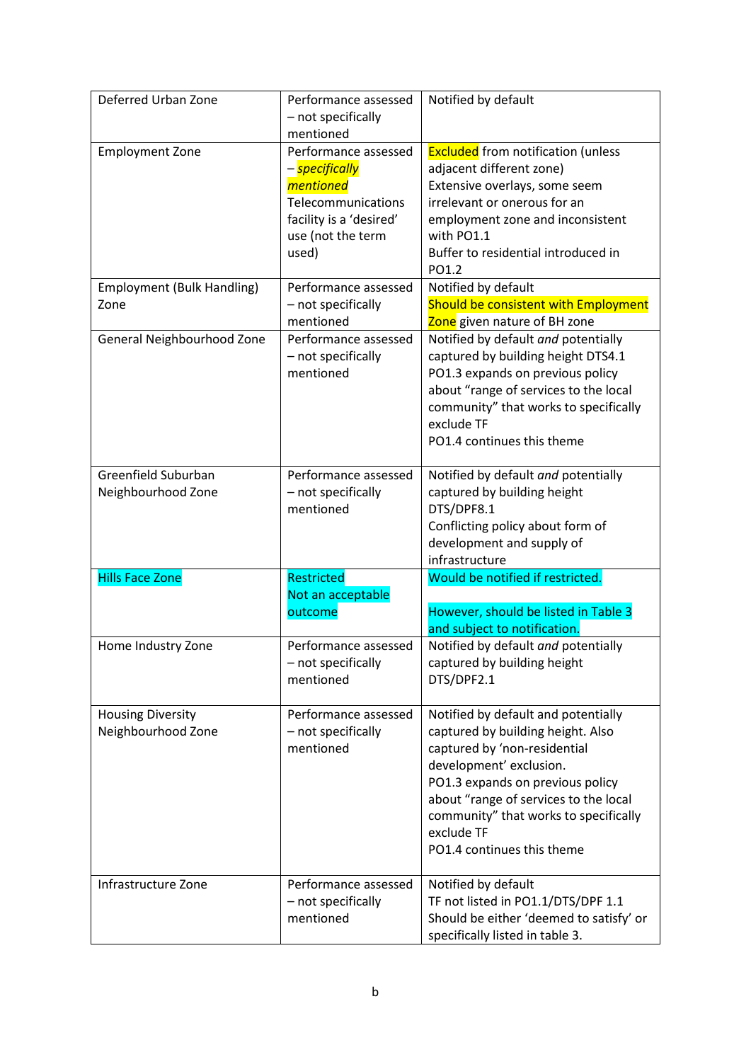| Deferred Urban Zone | Performance assessed – not specifically mentioned | Notified by default |
|---|---|---|
| Employment Zone | Performance assessed – *specifically mentioned* Telecommunications facility is a 'desired' use (not the term used) | Excluded from notification (unless adjacent different zone) Extensive overlays, some seem irrelevant or onerous for an employment zone and inconsistent with PO1.1 Buffer to residential introduced in PO1.2 |
| Employment (Bulk Handling) Zone | Performance assessed – not specifically mentioned | Notified by default Should be consistent with Employment Zone given nature of BH zone |
| General Neighbourhood Zone | Performance assessed – not specifically mentioned | Notified by default *and* potentially captured by building height DTS4.1 PO1.3 expands on previous policy about "range of services to the local community" that works to specifically exclude TF PO1.4 continues this theme |
| Greenfield Suburban Neighbourhood Zone | Performance assessed – not specifically mentioned | Notified by default *and* potentially captured by building height DTS/DPF8.1 Conflicting policy about form of development and supply of infrastructure |
| Hills Face Zone | Restricted Not an acceptable outcome | Would be notified if restricted. However, should be listed in Table 3 and subject to notification. |
| Home Industry Zone | Performance assessed – not specifically mentioned | Notified by default *and* potentially captured by building height DTS/DPF2.1 |
| Housing Diversity Neighbourhood Zone | Performance assessed – not specifically mentioned | Notified by default and potentially captured by building height. Also captured by 'non-residential development' exclusion. PO1.3 expands on previous policy about "range of services to the local community" that works to specifically exclude TF PO1.4 continues this theme |
| Infrastructure Zone | Performance assessed – not specifically mentioned | Notified by default TF not listed in PO1.1/DTS/DPF 1.1 Should be either 'deemed to satisfy' or specifically listed in table 3. |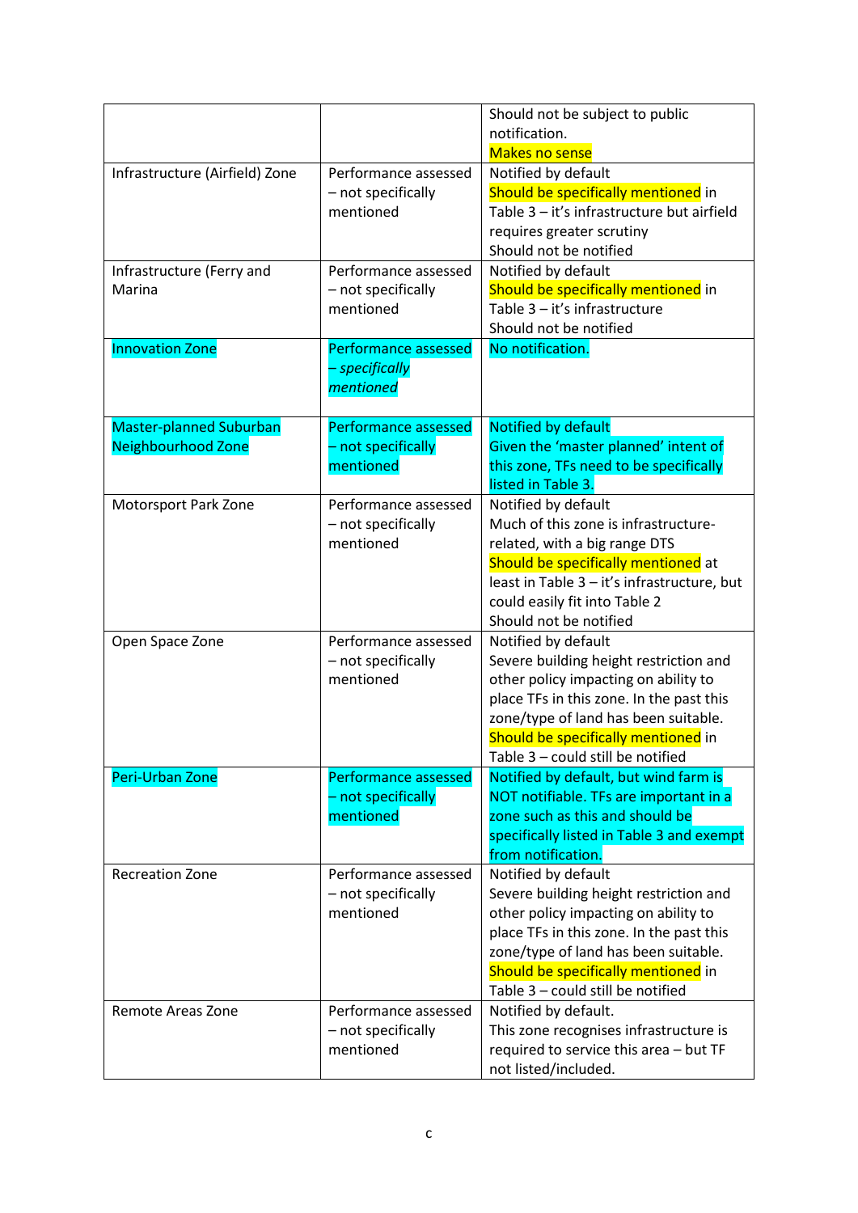| | | |
|---|---|---|
| | | Should not be subject to public notification.<br>Makes no sense |
| Infrastructure (Airfield) Zone | Performance assessed – not specifically mentioned | Notified by default<br>Should be specifically mentioned in Table 3 – it's infrastructure but airfield requires greater scrutiny<br>Should not be notified |
| Infrastructure (Ferry and Marina | Performance assessed – not specifically mentioned | Notified by default<br>Should be specifically mentioned in Table 3 – it's infrastructure<br>Should not be notified |
| Innovation Zone | Performance assessed – *specifically mentioned* | No notification. |
| Master-planned Suburban Neighbourhood Zone | Performance assessed – not specifically mentioned | Notified by default<br>Given the 'master planned' intent of this zone, TFs need to be specifically listed in Table 3. |
| Motorsport Park Zone | Performance assessed – not specifically mentioned | Notified by default<br>Much of this zone is infrastructure-related, with a big range DTS<br>Should be specifically mentioned at least in Table 3 – it's infrastructure, but could easily fit into Table 2<br>Should not be notified |
| Open Space Zone | Performance assessed – not specifically mentioned | Notified by default<br>Severe building height restriction and other policy impacting on ability to place TFs in this zone. In the past this zone/type of land has been suitable.<br>Should be specifically mentioned in Table 3 – could still be notified |
| Peri-Urban Zone | Performance assessed – not specifically mentioned | Notified by default, but wind farm is NOT notifiable. TFs are important in a zone such as this and should be specifically listed in Table 3 and exempt from notification. |
| Recreation Zone | Performance assessed – not specifically mentioned | Notified by default<br>Severe building height restriction and other policy impacting on ability to place TFs in this zone. In the past this zone/type of land has been suitable.<br>Should be specifically mentioned in Table 3 – could still be notified |
| Remote Areas Zone | Performance assessed – not specifically mentioned | Notified by default.<br>This zone recognises infrastructure is required to service this area – but TF not listed/included. |

c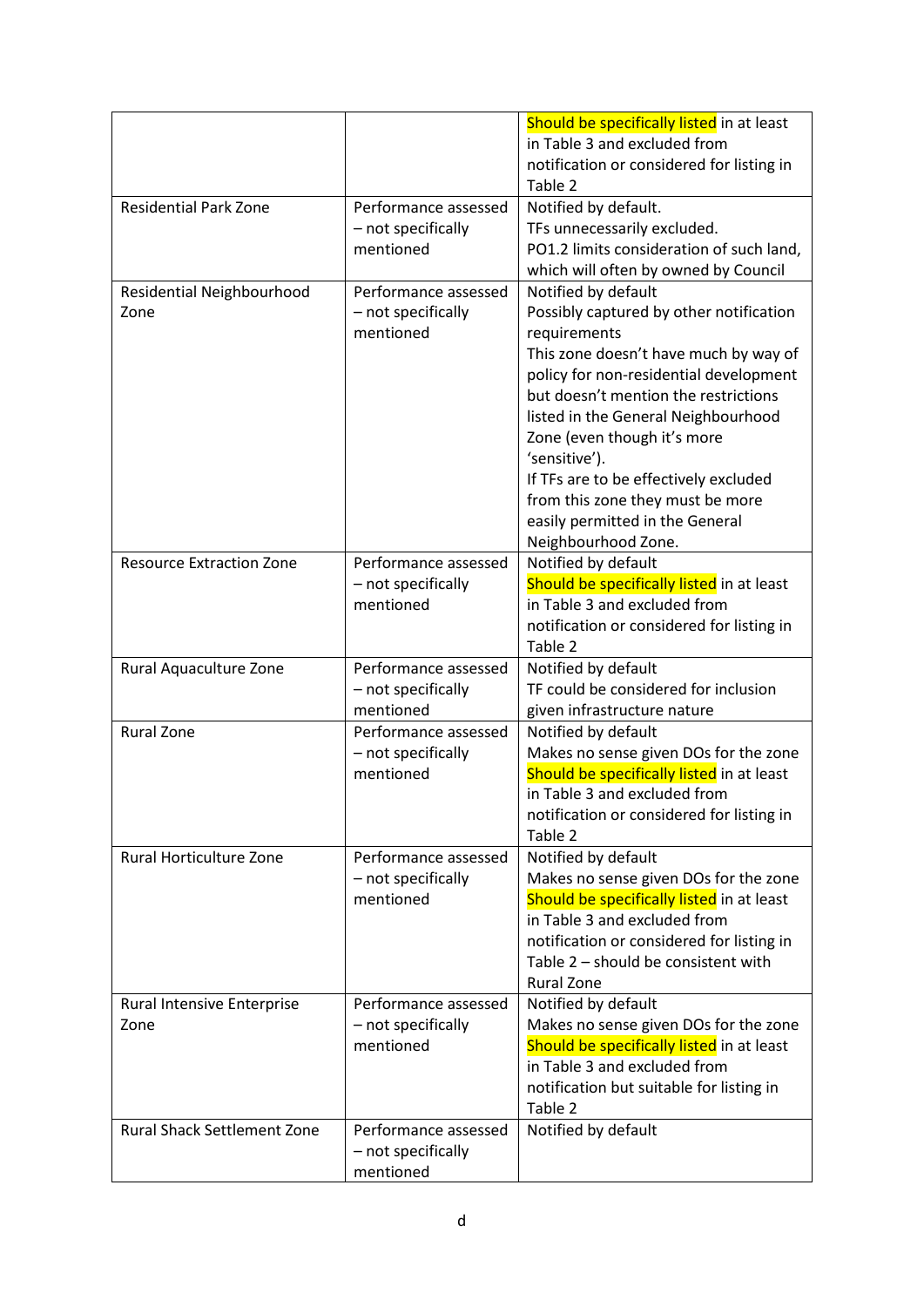| | | |
|---|---|---|
| | | Should be specifically listed in at least in Table 3 and excluded from notification or considered for listing in Table 2 |
| Residential Park Zone | Performance assessed – not specifically mentioned | Notified by default.<br>TFs unnecessarily excluded.<br>PO1.2 limits consideration of such land, which will often by owned by Council |
| Residential Neighbourhood Zone | Performance assessed – not specifically mentioned | Notified by default<br>Possibly captured by other notification requirements<br>This zone doesn't have much by way of policy for non-residential development but doesn't mention the restrictions listed in the General Neighbourhood Zone (even though it's more 'sensitive').<br>If TFs are to be effectively excluded from this zone they must be more easily permitted in the General Neighbourhood Zone. |
| Resource Extraction Zone | Performance assessed – not specifically mentioned | Notified by default<br>Should be specifically listed in at least in Table 3 and excluded from notification or considered for listing in Table 2 |
| Rural Aquaculture Zone | Performance assessed – not specifically mentioned | Notified by default<br>TF could be considered for inclusion given infrastructure nature |
| Rural Zone | Performance assessed – not specifically mentioned | Notified by default<br>Makes no sense given DOs for the zone<br>Should be specifically listed in at least in Table 3 and excluded from notification or considered for listing in Table 2 |
| Rural Horticulture Zone | Performance assessed – not specifically mentioned | Notified by default<br>Makes no sense given DOs for the zone<br>Should be specifically listed in at least in Table 3 and excluded from notification or considered for listing in Table 2 – should be consistent with Rural Zone |
| Rural Intensive Enterprise Zone | Performance assessed – not specifically mentioned | Notified by default<br>Makes no sense given DOs for the zone<br>Should be specifically listed in at least in Table 3 and excluded from notification but suitable for listing in Table 2 |
| Rural Shack Settlement Zone | Performance assessed – not specifically mentioned | Notified by default |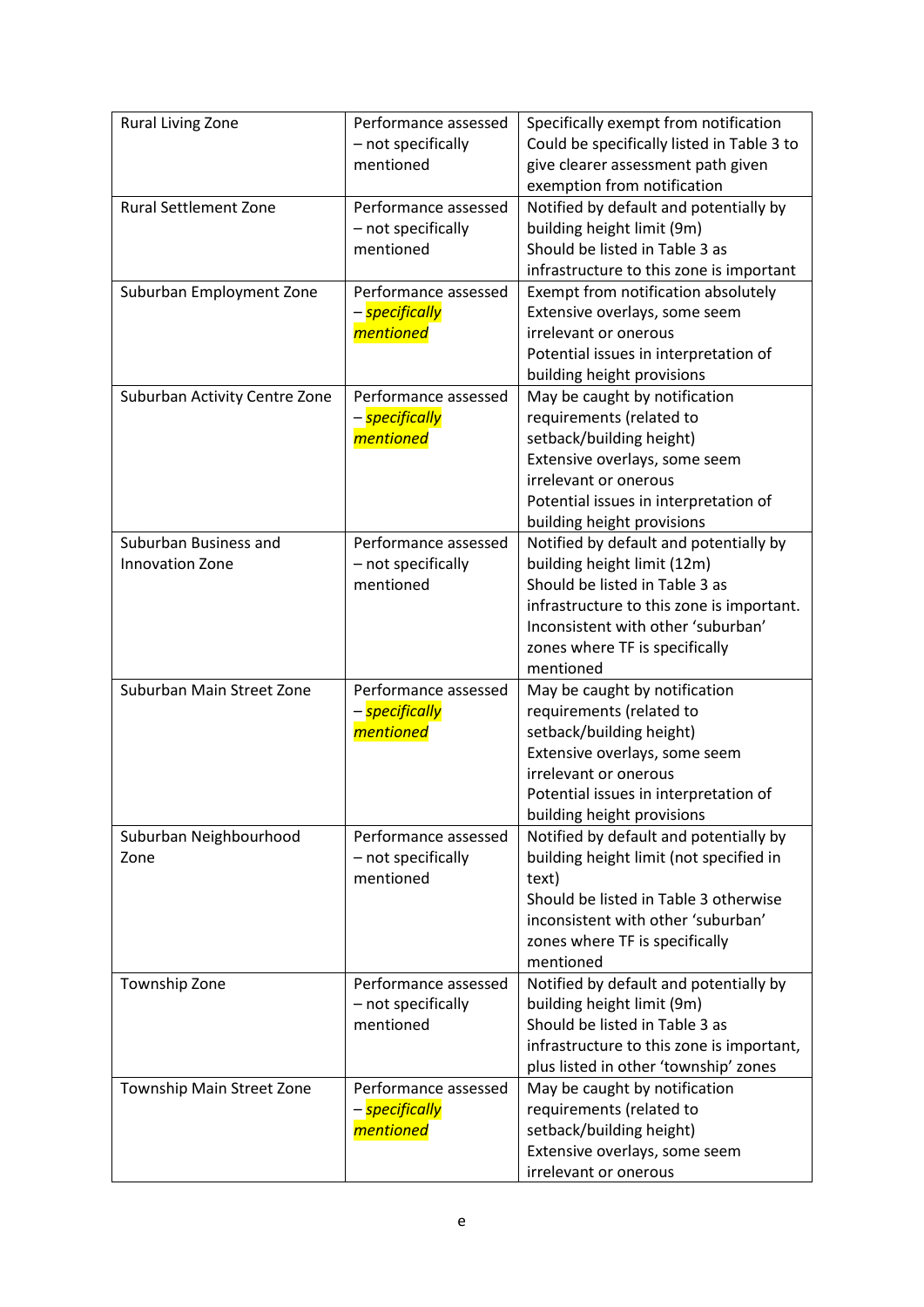| Rural Living Zone | Performance assessed – not specifically mentioned | Specifically exempt from notification<br>Could be specifically listed in Table 3 to give clearer assessment path given exemption from notification |
|---|---|---|
| Rural Settlement Zone | Performance assessed – not specifically mentioned | Notified by default and potentially by building height limit (9m)<br>Should be listed in Table 3 as infrastructure to this zone is important |
| Suburban Employment Zone | Performance assessed – *specifically mentioned* | Exempt from notification absolutely<br>Extensive overlays, some seem irrelevant or onerous<br>Potential issues in interpretation of building height provisions |
| Suburban Activity Centre Zone | Performance assessed – *specifically mentioned* | May be caught by notification requirements (related to setback/building height)<br>Extensive overlays, some seem irrelevant or onerous<br>Potential issues in interpretation of building height provisions |
| Suburban Business and Innovation Zone | Performance assessed – not specifically mentioned | Notified by default and potentially by building height limit (12m)<br>Should be listed in Table 3 as infrastructure to this zone is important.<br>Inconsistent with other 'suburban' zones where TF is specifically mentioned |
| Suburban Main Street Zone | Performance assessed – *specifically mentioned* | May be caught by notification requirements (related to setback/building height)<br>Extensive overlays, some seem irrelevant or onerous<br>Potential issues in interpretation of building height provisions |
| Suburban Neighbourhood Zone | Performance assessed – not specifically mentioned | Notified by default and potentially by building height limit (not specified in text)<br>Should be listed in Table 3 otherwise inconsistent with other 'suburban' zones where TF is specifically mentioned |
| Township Zone | Performance assessed – not specifically mentioned | Notified by default and potentially by building height limit (9m)<br>Should be listed in Table 3 as infrastructure to this zone is important, plus listed in other 'township' zones |
| Township Main Street Zone | Performance assessed – *specifically mentioned* | May be caught by notification requirements (related to setback/building height)<br>Extensive overlays, some seem irrelevant or onerous |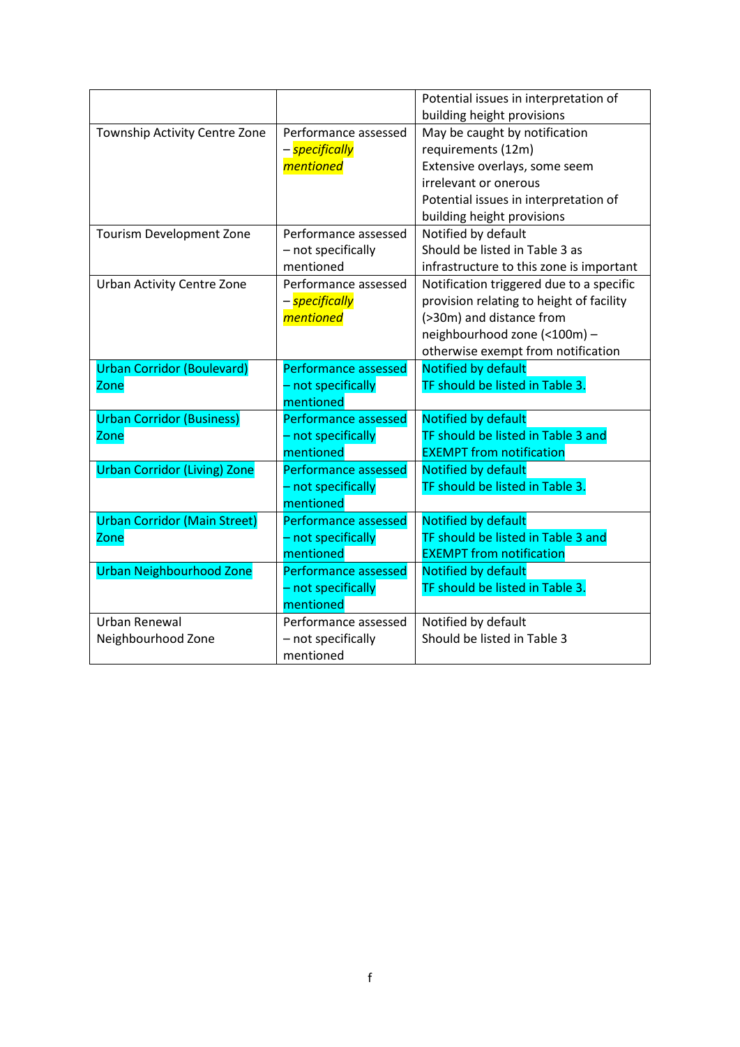| | | |
|---|---|---|
| | | Potential issues in interpretation of building height provisions |
| Township Activity Centre Zone | Performance assessed – *specifically mentioned* | May be caught by notification requirements (12m)<br>Extensive overlays, some seem irrelevant or onerous<br>Potential issues in interpretation of building height provisions |
| Tourism Development Zone | Performance assessed – not specifically mentioned | Notified by default<br>Should be listed in Table 3 as infrastructure to this zone is important |
| Urban Activity Centre Zone | Performance assessed – *specifically mentioned* | Notification triggered due to a specific provision relating to height of facility (>30m) and distance from neighbourhood zone (<100m) – otherwise exempt from notification |
| Urban Corridor (Boulevard) Zone | Performance assessed – not specifically mentioned | Notified by default<br>TF should be listed in Table 3. |
| Urban Corridor (Business) Zone | Performance assessed – not specifically mentioned | Notified by default<br>TF should be listed in Table 3 and EXEMPT from notification |
| Urban Corridor (Living) Zone | Performance assessed – not specifically mentioned | Notified by default<br>TF should be listed in Table 3. |
| Urban Corridor (Main Street) Zone | Performance assessed – not specifically mentioned | Notified by default<br>TF should be listed in Table 3 and EXEMPT from notification |
| Urban Neighbourhood Zone | Performance assessed – not specifically mentioned | Notified by default<br>TF should be listed in Table 3. |
| Urban Renewal Neighbourhood Zone | Performance assessed – not specifically mentioned | Notified by default<br>Should be listed in Table 3 |